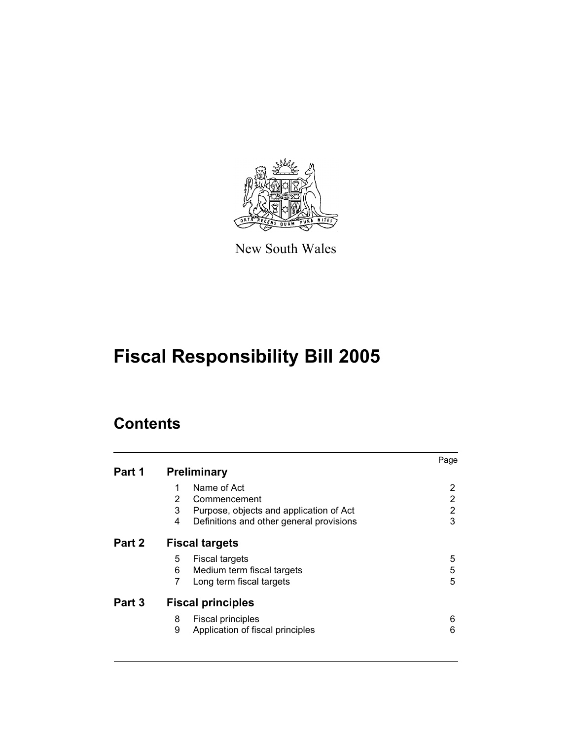New South Wales

# Fiscal Responsibility Bill 2005

## Contents

| | | | Page |
|---|---|---|---|
| **Part 1** | **Preliminary** | | |
| | 1 | Name of Act | 2 |
| | 2 | Commencement | 2 |
| | 3 | Purpose, objects and application of Act | 2 |
| | 4 | Definitions and other general provisions | 3 |
| **Part 2** | **Fiscal targets** | | |
| | 5 | Fiscal targets | 5 |
| | 6 | Medium term fiscal targets | 5 |
| | 7 | Long term fiscal targets | 5 |
| **Part 3** | **Fiscal principles** | | |
| | 8 | Fiscal principles | 6 |
| | 9 | Application of fiscal principles | 6 |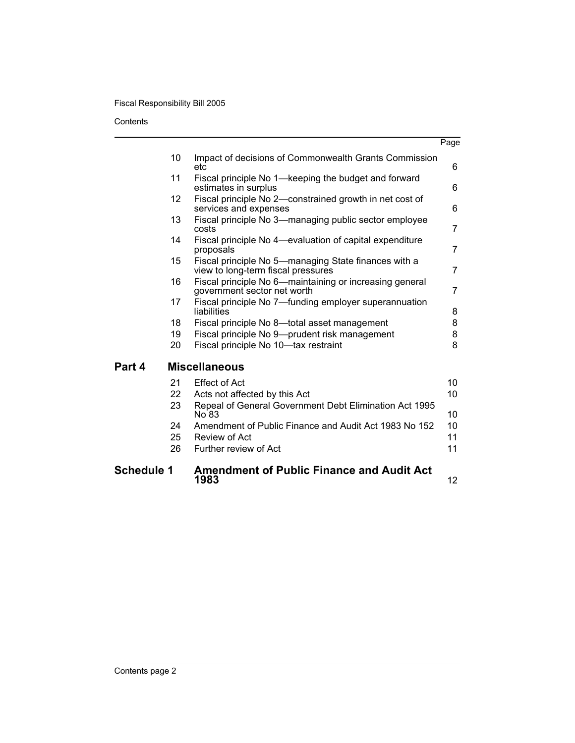| | | | Page |
|---|---|---|---|
| | 10 | Impact of decisions of Commonwealth Grants Commission etc | 6 |
| | 11 | Fiscal principle No 1—keeping the budget and forward estimates in surplus | 6 |
| | 12 | Fiscal principle No 2—constrained growth in net cost of services and expenses | 6 |
| | 13 | Fiscal principle No 3—managing public sector employee costs | 7 |
| | 14 | Fiscal principle No 4—evaluation of capital expenditure proposals | 7 |
| | 15 | Fiscal principle No 5—managing State finances with a view to long-term fiscal pressures | 7 |
| | 16 | Fiscal principle No 6—maintaining or increasing general government sector net worth | 7 |
| | 17 | Fiscal principle No 7—funding employer superannuation liabilities | 8 |
| | 18 | Fiscal principle No 8—total asset management | 8 |
| | 19 | Fiscal principle No 9—prudent risk management | 8 |
| | 20 | Fiscal principle No 10—tax restraint | 8 |
| **Part 4** | | **Miscellaneous** | |
| | 21 | Effect of Act | 10 |
| | 22 | Acts not affected by this Act | 10 |
| | 23 | Repeal of General Government Debt Elimination Act 1995 No 83 | 10 |
| | 24 | Amendment of Public Finance and Audit Act 1983 No 152 | 10 |
| | 25 | Review of Act | 11 |
| | 26 | Further review of Act | 11 |
| **Schedule 1** | | **Amendment of Public Finance and Audit Act 1983** | 12 |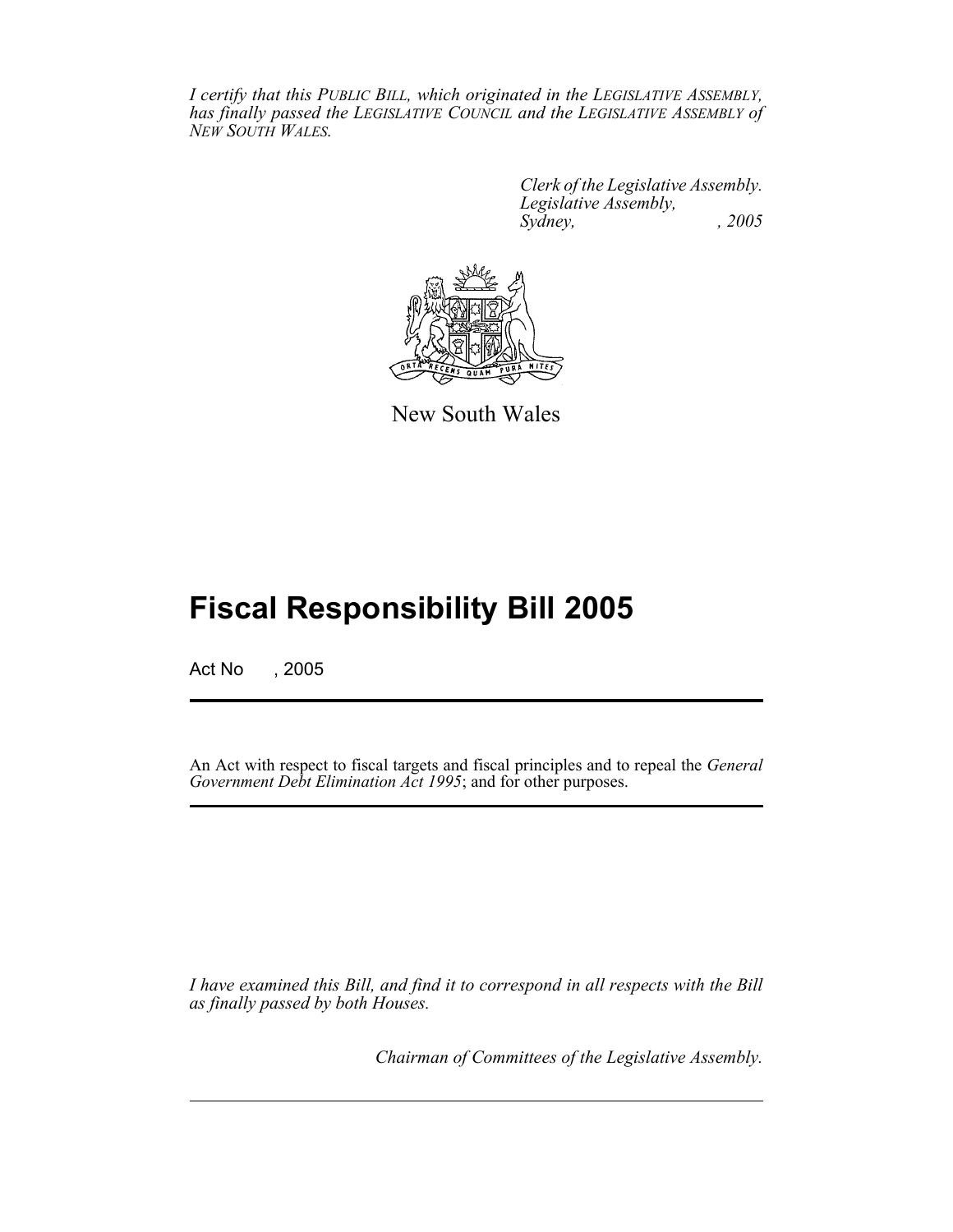*I certify that this PUBLIC BILL, which originated in the LEGISLATIVE ASSEMBLY, has finally passed the LEGISLATIVE COUNCIL and the LEGISLATIVE ASSEMBLY of NEW SOUTH WALES.*

*Clerk of the Legislative Assembly.*
*Legislative Assembly,*
*Sydney, , 2005*

New South Wales

# Fiscal Responsibility Bill 2005

Act No , 2005

An Act with respect to fiscal targets and fiscal principles and to repeal the *General Government Debt Elimination Act 1995*; and for other purposes.

*I have examined this Bill, and find it to correspond in all respects with the Bill as finally passed by both Houses.*

*Chairman of Committees of the Legislative Assembly.*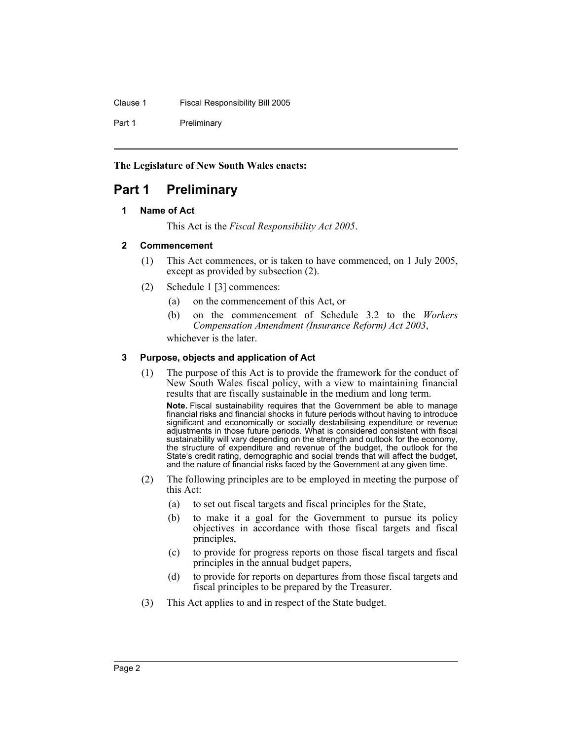**The Legislature of New South Wales enacts:**

# Part 1 Preliminary

### 1 Name of Act

This Act is the *Fiscal Responsibility Act 2005*.

### 2 Commencement

(1) This Act commences, or is taken to have commenced, on 1 July 2005, except as provided by subsection (2).

(2) Schedule 1 [3] commences:

- (a) on the commencement of this Act, or
- (b) on the commencement of Schedule 3.2 to the *Workers Compensation Amendment (Insurance Reform) Act 2003*,

whichever is the later.

### 3 Purpose, objects and application of Act

(1) The purpose of this Act is to provide the framework for the conduct of New South Wales fiscal policy, with a view to maintaining financial results that are fiscally sustainable in the medium and long term.

**Note.** Fiscal sustainability requires that the Government be able to manage financial risks and financial shocks in future periods without having to introduce significant and economically or socially destabilising expenditure or revenue adjustments in those future periods. What is considered consistent with fiscal sustainability will vary depending on the strength and outlook for the economy, the structure of expenditure and revenue of the budget, the outlook for the State's credit rating, demographic and social trends that will affect the budget, and the nature of financial risks faced by the Government at any given time.

(2) The following principles are to be employed in meeting the purpose of this Act:

- (a) to set out fiscal targets and fiscal principles for the State,
- (b) to make it a goal for the Government to pursue its policy objectives in accordance with those fiscal targets and fiscal principles,
- (c) to provide for progress reports on those fiscal targets and fiscal principles in the annual budget papers,
- (d) to provide for reports on departures from those fiscal targets and fiscal principles to be prepared by the Treasurer.

(3) This Act applies to and in respect of the State budget.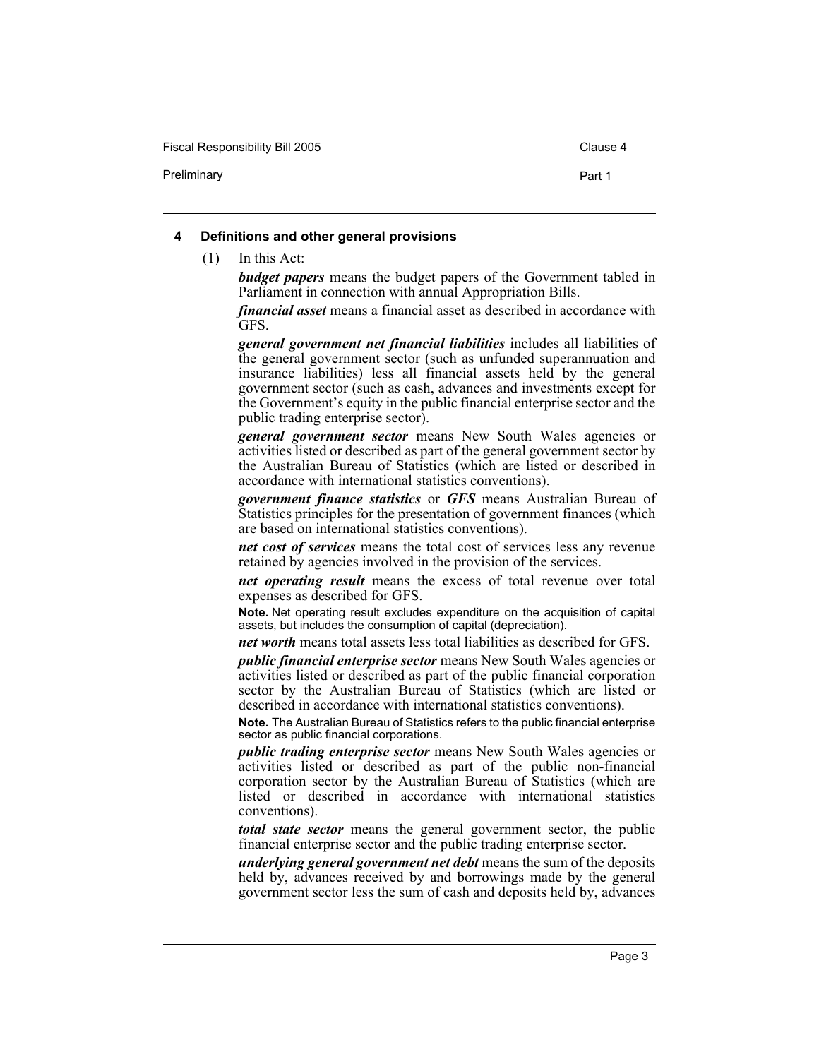### 4 Definitions and other general provisions

(1) In this Act:

***budget papers*** means the budget papers of the Government tabled in Parliament in connection with annual Appropriation Bills.

***financial asset*** means a financial asset as described in accordance with GFS.

***general government net financial liabilities*** includes all liabilities of the general government sector (such as unfunded superannuation and insurance liabilities) less all financial assets held by the general government sector (such as cash, advances and investments except for the Government's equity in the public financial enterprise sector and the public trading enterprise sector).

***general government sector*** means New South Wales agencies or activities listed or described as part of the general government sector by the Australian Bureau of Statistics (which are listed or described in accordance with international statistics conventions).

***government finance statistics*** or ***GFS*** means Australian Bureau of Statistics principles for the presentation of government finances (which are based on international statistics conventions).

***net cost of services*** means the total cost of services less any revenue retained by agencies involved in the provision of the services.

***net operating result*** means the excess of total revenue over total expenses as described for GFS.

**Note.** Net operating result excludes expenditure on the acquisition of capital assets, but includes the consumption of capital (depreciation).

***net worth*** means total assets less total liabilities as described for GFS.

***public financial enterprise sector*** means New South Wales agencies or activities listed or described as part of the public financial corporation sector by the Australian Bureau of Statistics (which are listed or described in accordance with international statistics conventions).

**Note.** The Australian Bureau of Statistics refers to the public financial enterprise sector as public financial corporations.

***public trading enterprise sector*** means New South Wales agencies or activities listed or described as part of the public non-financial corporation sector by the Australian Bureau of Statistics (which are listed or described in accordance with international statistics conventions).

***total state sector*** means the general government sector, the public financial enterprise sector and the public trading enterprise sector.

***underlying general government net debt*** means the sum of the deposits held by, advances received by and borrowings made by the general government sector less the sum of cash and deposits held by, advances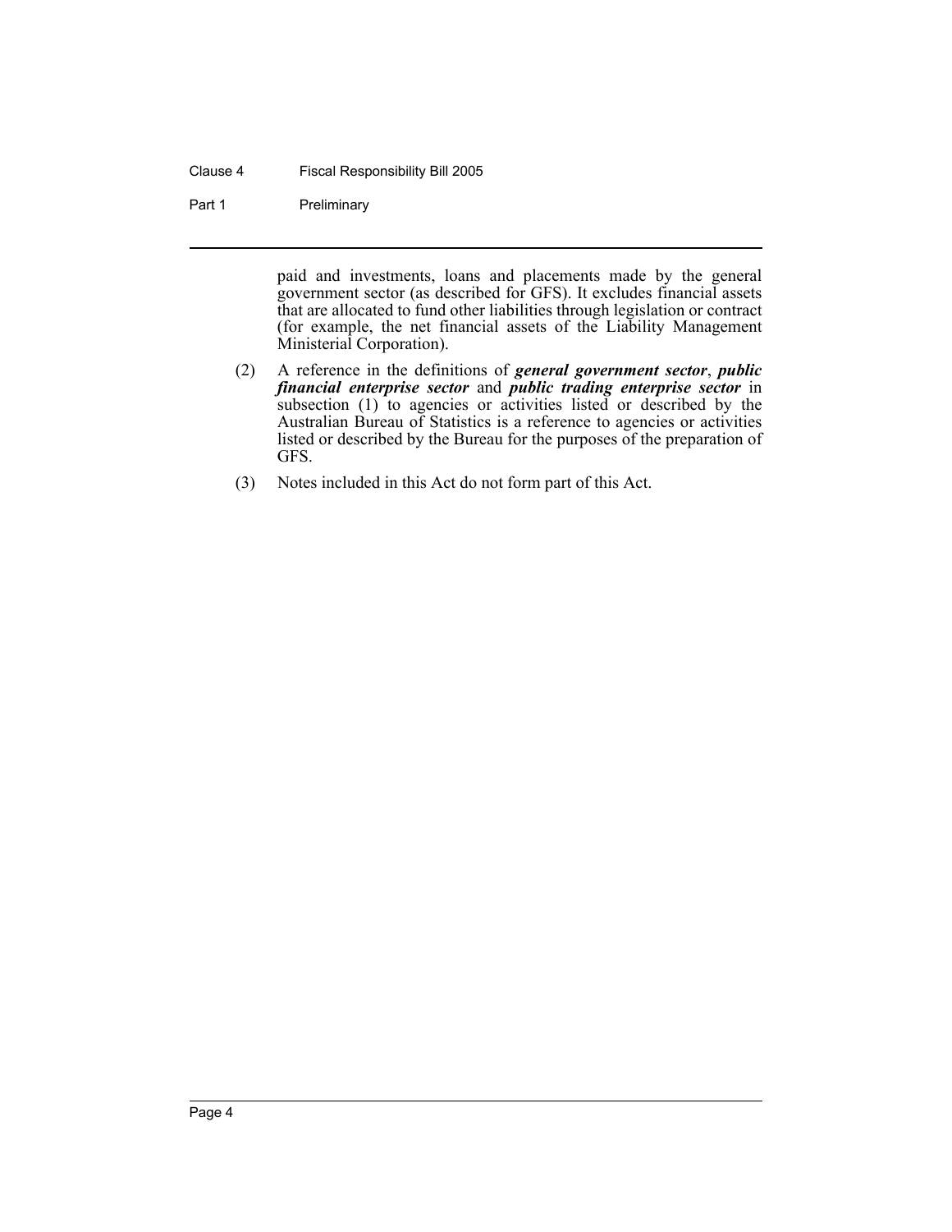paid and investments, loans and placements made by the general government sector (as described for GFS). It excludes financial assets that are allocated to fund other liabilities through legislation or contract (for example, the net financial assets of the Liability Management Ministerial Corporation).

(2) A reference in the definitions of ***general government sector***, ***public financial enterprise sector*** and ***public trading enterprise sector*** in subsection (1) to agencies or activities listed or described by the Australian Bureau of Statistics is a reference to agencies or activities listed or described by the Bureau for the purposes of the preparation of GFS.

(3) Notes included in this Act do not form part of this Act.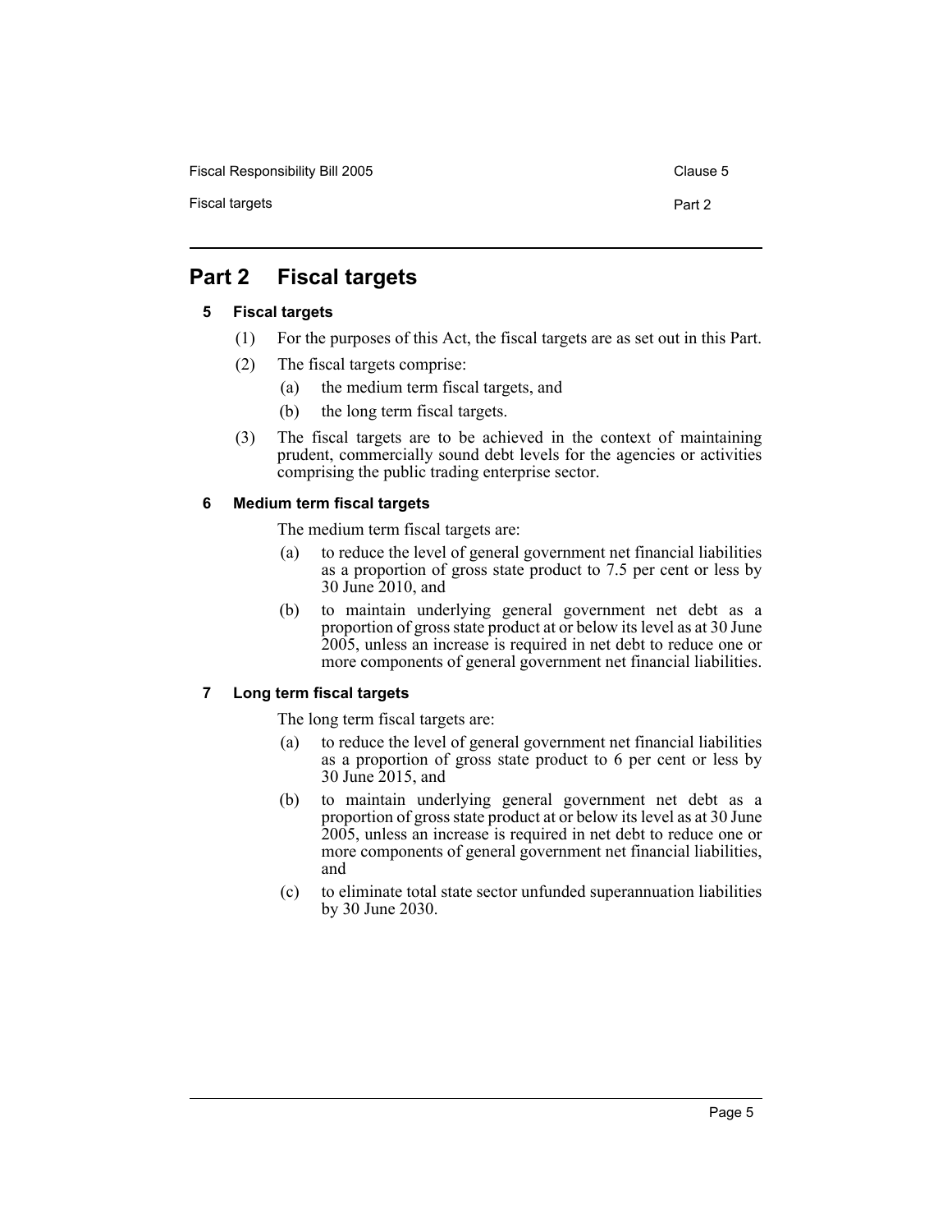## Part 2 Fiscal targets

### 5 Fiscal targets

(1) For the purposes of this Act, the fiscal targets are as set out in this Part.

(2) The fiscal targets comprise:

(a) the medium term fiscal targets, and

(b) the long term fiscal targets.

(3) The fiscal targets are to be achieved in the context of maintaining prudent, commercially sound debt levels for the agencies or activities comprising the public trading enterprise sector.

### 6 Medium term fiscal targets

The medium term fiscal targets are:

(a) to reduce the level of general government net financial liabilities as a proportion of gross state product to 7.5 per cent or less by 30 June 2010, and

(b) to maintain underlying general government net debt as a proportion of gross state product at or below its level as at 30 June 2005, unless an increase is required in net debt to reduce one or more components of general government net financial liabilities.

### 7 Long term fiscal targets

The long term fiscal targets are:

(a) to reduce the level of general government net financial liabilities as a proportion of gross state product to 6 per cent or less by 30 June 2015, and

(b) to maintain underlying general government net debt as a proportion of gross state product at or below its level as at 30 June 2005, unless an increase is required in net debt to reduce one or more components of general government net financial liabilities, and

(c) to eliminate total state sector unfunded superannuation liabilities by 30 June 2030.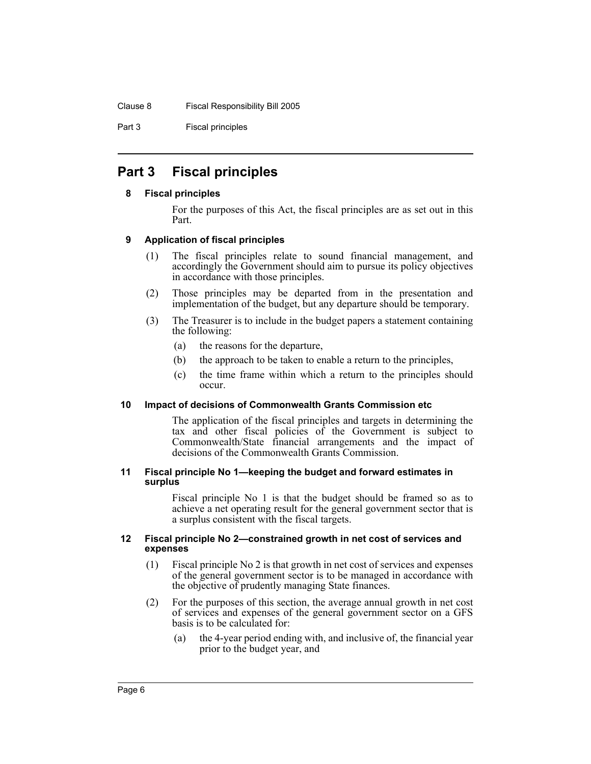# Part 3 Fiscal principles

### 8 Fiscal principles

For the purposes of this Act, the fiscal principles are as set out in this Part.

### 9 Application of fiscal principles

(1) The fiscal principles relate to sound financial management, and accordingly the Government should aim to pursue its policy objectives in accordance with those principles.

(2) Those principles may be departed from in the presentation and implementation of the budget, but any departure should be temporary.

(3) The Treasurer is to include in the budget papers a statement containing the following:

- (a) the reasons for the departure,
- (b) the approach to be taken to enable a return to the principles,
- (c) the time frame within which a return to the principles should occur.

### 10 Impact of decisions of Commonwealth Grants Commission etc

The application of the fiscal principles and targets in determining the tax and other fiscal policies of the Government is subject to Commonwealth/State financial arrangements and the impact of decisions of the Commonwealth Grants Commission.

### 11 Fiscal principle No 1—keeping the budget and forward estimates in surplus

Fiscal principle No 1 is that the budget should be framed so as to achieve a net operating result for the general government sector that is a surplus consistent with the fiscal targets.

### 12 Fiscal principle No 2—constrained growth in net cost of services and expenses

(1) Fiscal principle No 2 is that growth in net cost of services and expenses of the general government sector is to be managed in accordance with the objective of prudently managing State finances.

(2) For the purposes of this section, the average annual growth in net cost of services and expenses of the general government sector on a GFS basis is to be calculated for:

- (a) the 4-year period ending with, and inclusive of, the financial year prior to the budget year, and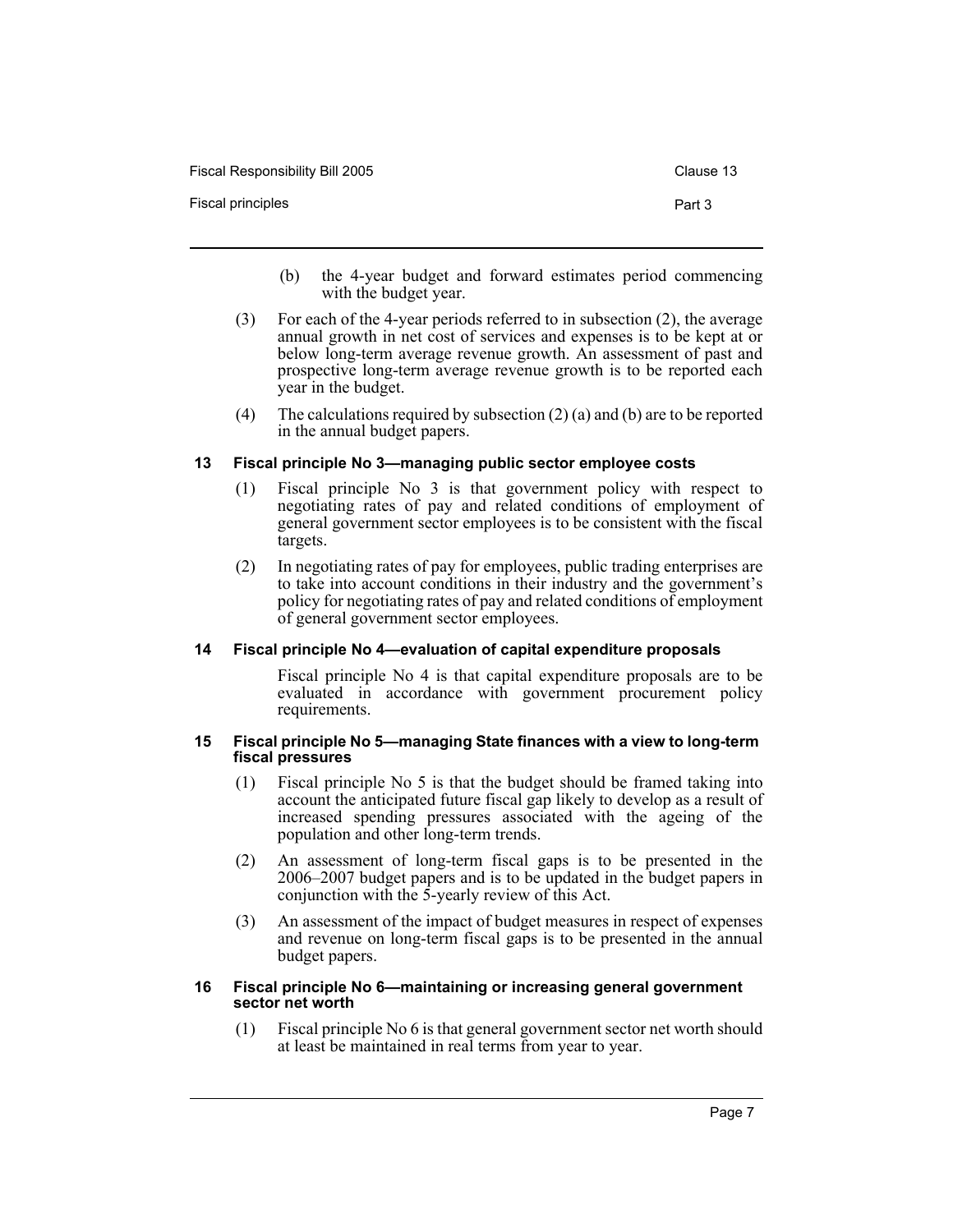(b) the 4-year budget and forward estimates period commencing with the budget year.

(3) For each of the 4-year periods referred to in subsection (2), the average annual growth in net cost of services and expenses is to be kept at or below long-term average revenue growth. An assessment of past and prospective long-term average revenue growth is to be reported each year in the budget.

(4) The calculations required by subsection (2) (a) and (b) are to be reported in the annual budget papers.

### 13 Fiscal principle No 3—managing public sector employee costs

(1) Fiscal principle No 3 is that government policy with respect to negotiating rates of pay and related conditions of employment of general government sector employees is to be consistent with the fiscal targets.

(2) In negotiating rates of pay for employees, public trading enterprises are to take into account conditions in their industry and the government's policy for negotiating rates of pay and related conditions of employment of general government sector employees.

### 14 Fiscal principle No 4—evaluation of capital expenditure proposals

Fiscal principle No 4 is that capital expenditure proposals are to be evaluated in accordance with government procurement policy requirements.

### 15 Fiscal principle No 5—managing State finances with a view to long-term fiscal pressures

(1) Fiscal principle No 5 is that the budget should be framed taking into account the anticipated future fiscal gap likely to develop as a result of increased spending pressures associated with the ageing of the population and other long-term trends.

(2) An assessment of long-term fiscal gaps is to be presented in the 2006–2007 budget papers and is to be updated in the budget papers in conjunction with the 5-yearly review of this Act.

(3) An assessment of the impact of budget measures in respect of expenses and revenue on long-term fiscal gaps is to be presented in the annual budget papers.

### 16 Fiscal principle No 6—maintaining or increasing general government sector net worth

(1) Fiscal principle No 6 is that general government sector net worth should at least be maintained in real terms from year to year.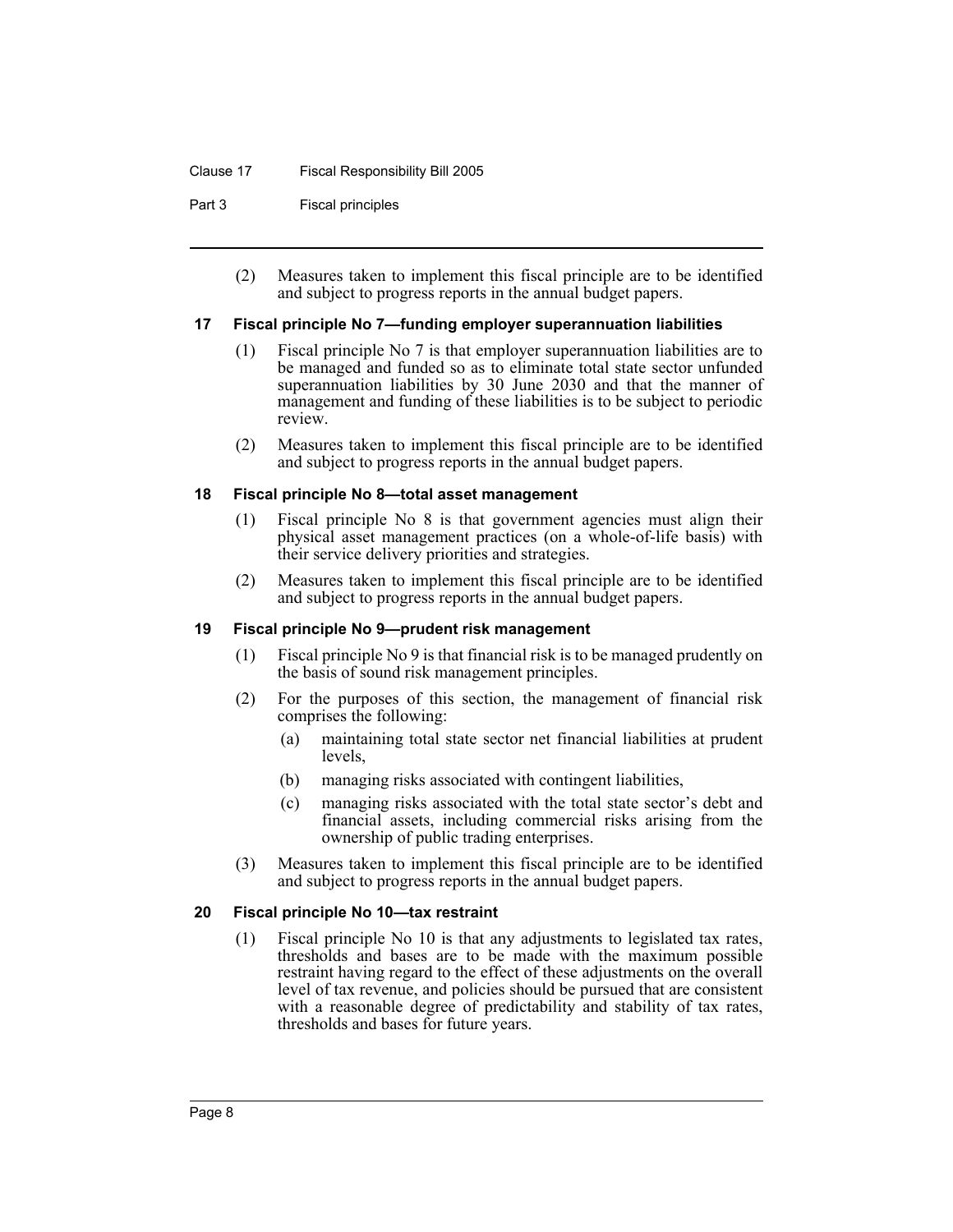(2) Measures taken to implement this fiscal principle are to be identified and subject to progress reports in the annual budget papers.

### 17 Fiscal principle No 7—funding employer superannuation liabilities

(1) Fiscal principle No 7 is that employer superannuation liabilities are to be managed and funded so as to eliminate total state sector unfunded superannuation liabilities by 30 June 2030 and that the manner of management and funding of these liabilities is to be subject to periodic review.

(2) Measures taken to implement this fiscal principle are to be identified and subject to progress reports in the annual budget papers.

### 18 Fiscal principle No 8—total asset management

(1) Fiscal principle No 8 is that government agencies must align their physical asset management practices (on a whole-of-life basis) with their service delivery priorities and strategies.

(2) Measures taken to implement this fiscal principle are to be identified and subject to progress reports in the annual budget papers.

### 19 Fiscal principle No 9—prudent risk management

(1) Fiscal principle No 9 is that financial risk is to be managed prudently on the basis of sound risk management principles.

(2) For the purposes of this section, the management of financial risk comprises the following:

(a) maintaining total state sector net financial liabilities at prudent levels,

(b) managing risks associated with contingent liabilities,

(c) managing risks associated with the total state sector's debt and financial assets, including commercial risks arising from the ownership of public trading enterprises.

(3) Measures taken to implement this fiscal principle are to be identified and subject to progress reports in the annual budget papers.

### 20 Fiscal principle No 10—tax restraint

(1) Fiscal principle No 10 is that any adjustments to legislated tax rates, thresholds and bases are to be made with the maximum possible restraint having regard to the effect of these adjustments on the overall level of tax revenue, and policies should be pursued that are consistent with a reasonable degree of predictability and stability of tax rates, thresholds and bases for future years.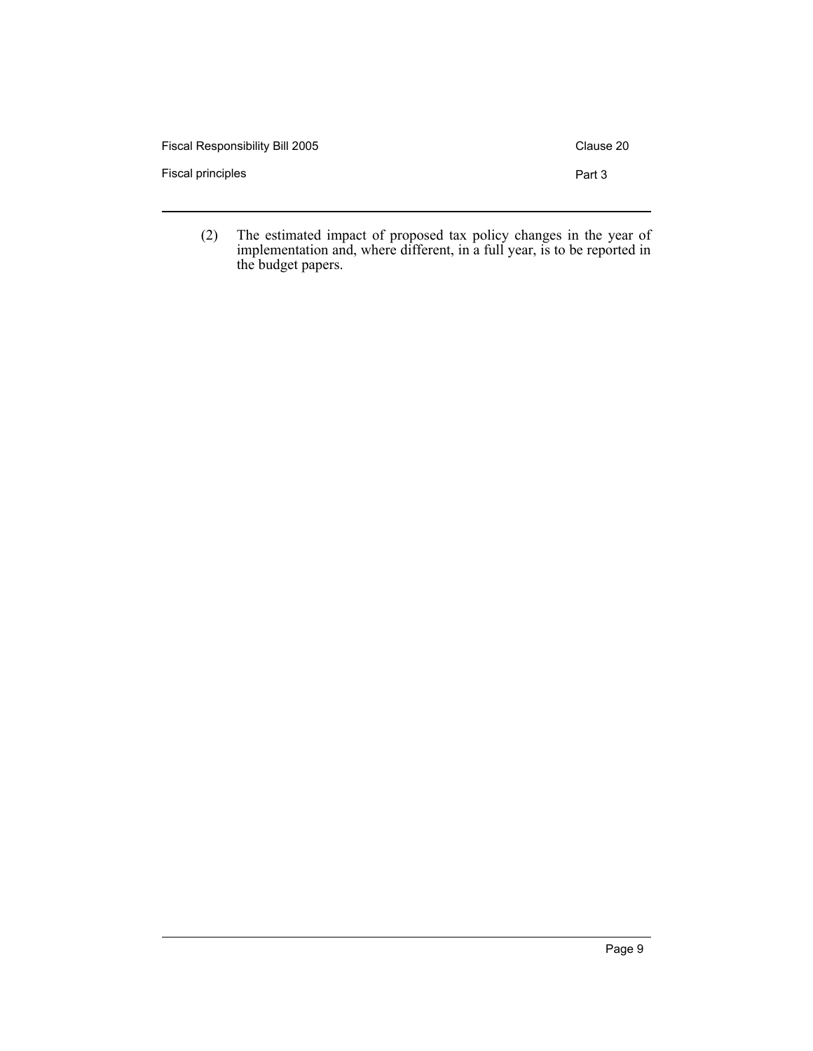(2) The estimated impact of proposed tax policy changes in the year of implementation and, where different, in a full year, is to be reported in the budget papers.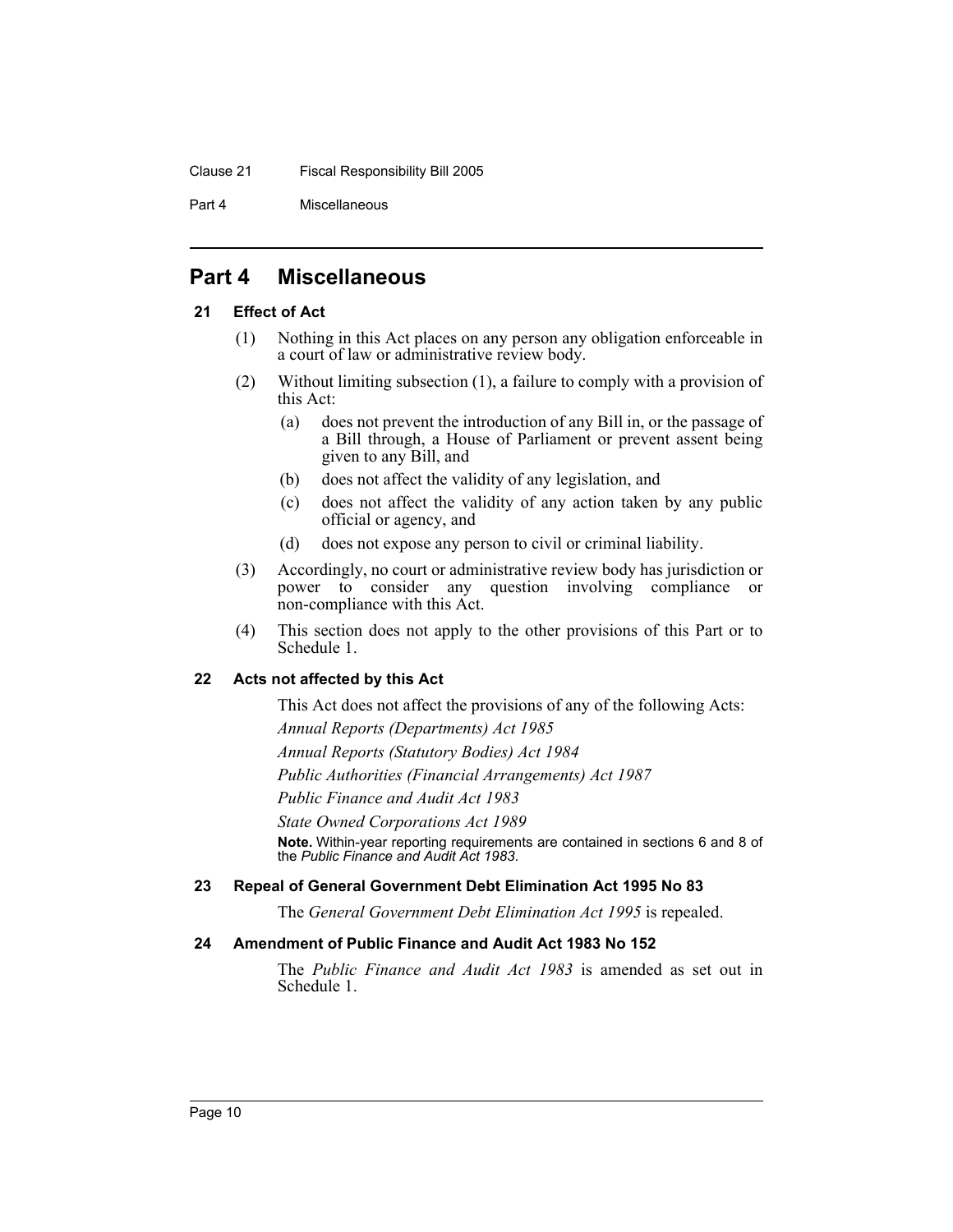# Part 4 Miscellaneous

### 21 Effect of Act

(1) Nothing in this Act places on any person any obligation enforceable in a court of law or administrative review body.

(2) Without limiting subsection (1), a failure to comply with a provision of this Act:

- (a) does not prevent the introduction of any Bill in, or the passage of a Bill through, a House of Parliament or prevent assent being given to any Bill, and
- (b) does not affect the validity of any legislation, and
- (c) does not affect the validity of any action taken by any public official or agency, and
- (d) does not expose any person to civil or criminal liability.

(3) Accordingly, no court or administrative review body has jurisdiction or power to consider any question involving compliance or non-compliance with this Act.

(4) This section does not apply to the other provisions of this Part or to Schedule 1.

### 22 Acts not affected by this Act

This Act does not affect the provisions of any of the following Acts:

*Annual Reports (Departments) Act 1985*

*Annual Reports (Statutory Bodies) Act 1984*

*Public Authorities (Financial Arrangements) Act 1987*

*Public Finance and Audit Act 1983*

*State Owned Corporations Act 1989*

**Note.** Within-year reporting requirements are contained in sections 6 and 8 of the *Public Finance and Audit Act 1983*.

### 23 Repeal of General Government Debt Elimination Act 1995 No 83

The *General Government Debt Elimination Act 1995* is repealed.

### 24 Amendment of Public Finance and Audit Act 1983 No 152

The *Public Finance and Audit Act 1983* is amended as set out in Schedule 1.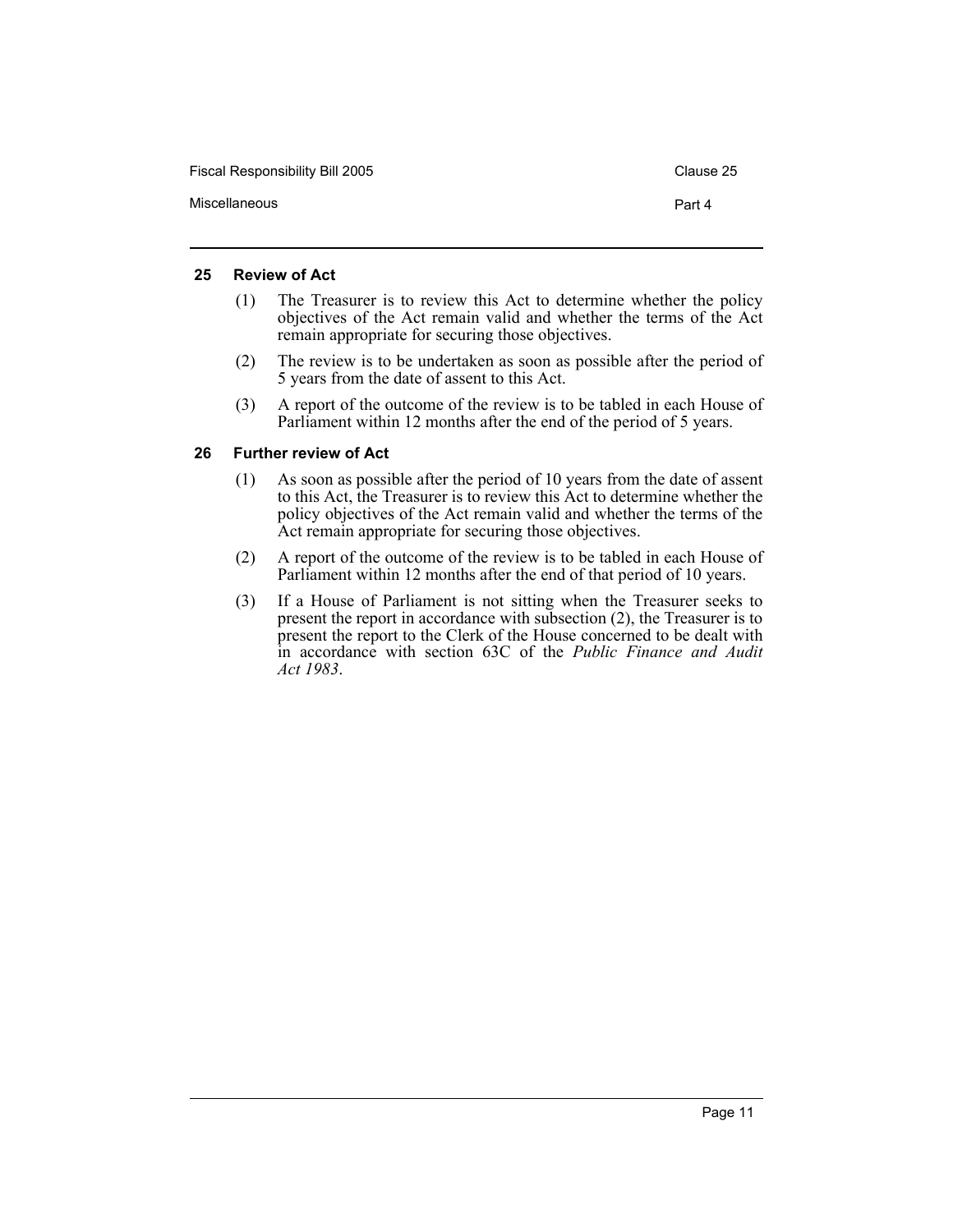### 25 Review of Act

(1) The Treasurer is to review this Act to determine whether the policy objectives of the Act remain valid and whether the terms of the Act remain appropriate for securing those objectives.

(2) The review is to be undertaken as soon as possible after the period of 5 years from the date of assent to this Act.

(3) A report of the outcome of the review is to be tabled in each House of Parliament within 12 months after the end of the period of 5 years.

### 26 Further review of Act

(1) As soon as possible after the period of 10 years from the date of assent to this Act, the Treasurer is to review this Act to determine whether the policy objectives of the Act remain valid and whether the terms of the Act remain appropriate for securing those objectives.

(2) A report of the outcome of the review is to be tabled in each House of Parliament within 12 months after the end of that period of 10 years.

(3) If a House of Parliament is not sitting when the Treasurer seeks to present the report in accordance with subsection (2), the Treasurer is to present the report to the Clerk of the House concerned to be dealt with in accordance with section 63C of the *Public Finance and Audit Act 1983*.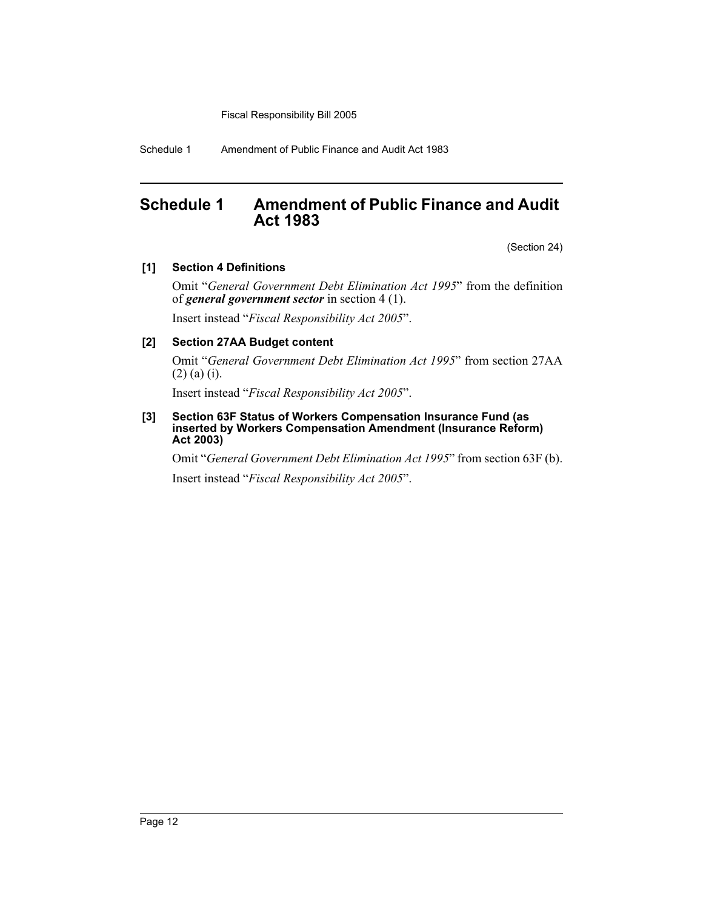# Schedule 1 Amendment of Public Finance and Audit Act 1983

(Section 24)

### [1] Section 4 Definitions

Omit "*General Government Debt Elimination Act 1995*" from the definition of ***general government sector*** in section 4 (1).

Insert instead "*Fiscal Responsibility Act 2005*".

### [2] Section 27AA Budget content

Omit "*General Government Debt Elimination Act 1995*" from section 27AA (2) (a) (i).

Insert instead "*Fiscal Responsibility Act 2005*".

### [3] Section 63F Status of Workers Compensation Insurance Fund (as inserted by Workers Compensation Amendment (Insurance Reform) Act 2003)

Omit "*General Government Debt Elimination Act 1995*" from section 63F (b).

Insert instead "*Fiscal Responsibility Act 2005*".